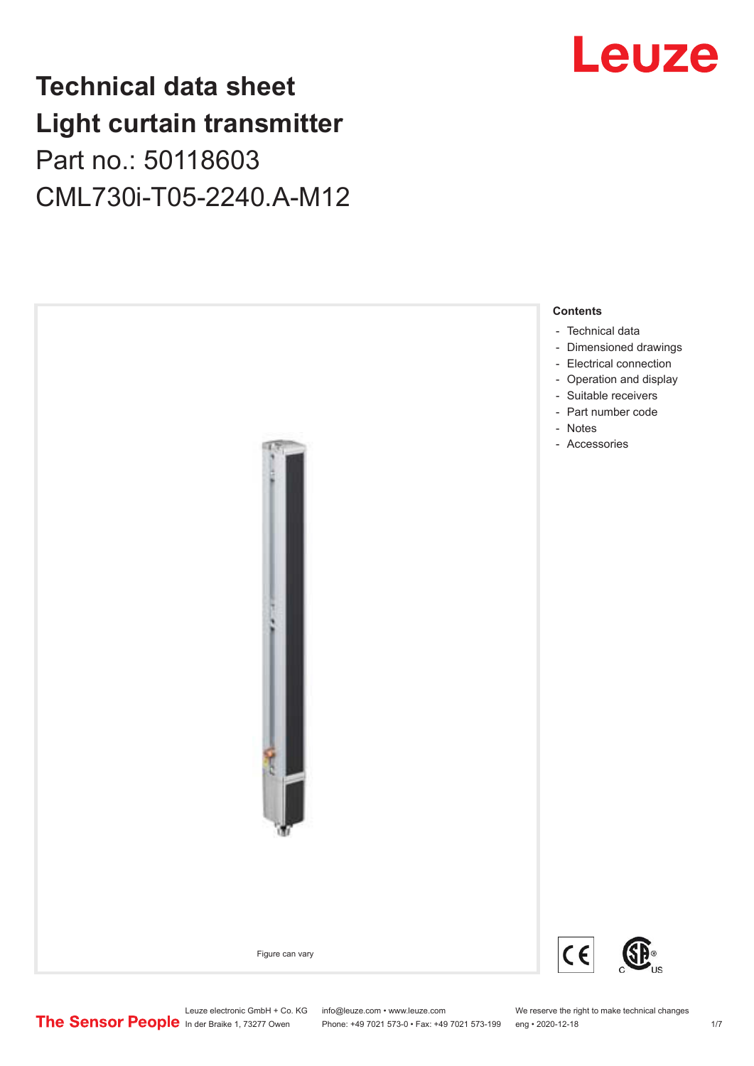# Technical data sheet
# Light curtain transmitter

Part no.: 50118603

CML730i-T05-2240.A-M12

Figure can vary

**Contents**

- Technical data
- Dimensioned drawings
- Electrical connection
- Operation and display
- Suitable receivers
- Part number code
- Notes
- Accessories

Leuze electronic GmbH + Co. KG
In der Braike 1, 73277 Owen

info@leuze.com • www.leuze.com
Phone: +49 7021 573-0 • Fax: +49 7021 573-199

We reserve the right to make technical changes
eng • 2020-12-18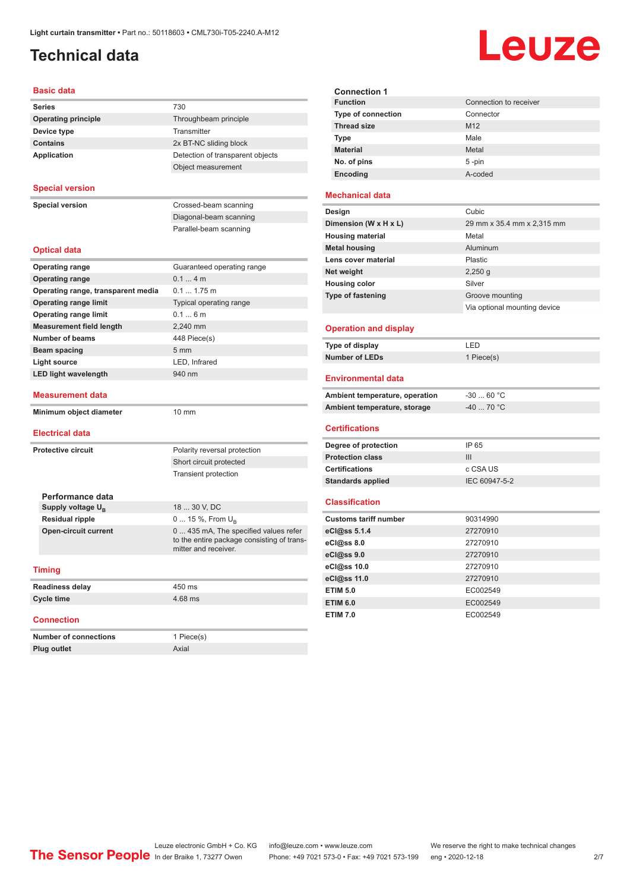# Technical data

## Basic data

| | |
|---|---|
| **Series** | 730 |
| **Operating principle** | Throughbeam principle |
| **Device type** | Transmitter |
| **Contains** | 2x BT-NC sliding block |
| **Application** | Detection of transparent objects |
| | Object measurement |

## Special version

| | |
|---|---|
| **Special version** | Crossed-beam scanning |
| | Diagonal-beam scanning |
| | Parallel-beam scanning |

## Optical data

| | |
|---|---|
| **Operating range** | Guaranteed operating range |
| **Operating range** | 0.1 ... 4 m |
| **Operating range, transparent media** | 0.1 ... 1.75 m |
| **Operating range limit** | Typical operating range |
| **Operating range limit** | 0.1 ... 6 m |
| **Measurement field length** | 2,240 mm |
| **Number of beams** | 448 Piece(s) |
| **Beam spacing** | 5 mm |
| **Light source** | LED, Infrared |
| **LED light wavelength** | 940 nm |

## Measurement data

| | |
|---|---|
| **Minimum object diameter** | 10 mm |

## Electrical data

| | |
|---|---|
| **Protective circuit** | Polarity reversal protection |
| | Short circuit protected |
| | Transient protection |

### Performance data

| | |
|---|---|
| **Supply voltage $U_B$** | 18 ... 30 V, DC |
| **Residual ripple** | 0 ... 15 %, From $U_B$ |
| **Open-circuit current** | 0 ... 435 mA, The specified values refer to the entire package consisting of transmitter and receiver. |

## Timing

| | |
|---|---|
| **Readiness delay** | 450 ms |
| **Cycle time** | 4.68 ms |

## Connection

| | |
|---|---|
| **Number of connections** | 1 Piece(s) |
| **Plug outlet** | Axial |

### Connection 1

| | |
|---|---|
| **Function** | Connection to receiver |
| **Type of connection** | Connector |
| **Thread size** | M12 |
| **Type** | Male |
| **Material** | Metal |
| **No. of pins** | 5 -pin |
| **Encoding** | A-coded |

## Mechanical data

| | |
|---|---|
| **Design** | Cubic |
| **Dimension (W x H x L)** | 29 mm x 35.4 mm x 2,315 mm |
| **Housing material** | Metal |
| **Metal housing** | Aluminum |
| **Lens cover material** | Plastic |
| **Net weight** | 2,250 g |
| **Housing color** | Silver |
| **Type of fastening** | Groove mounting |
| | Via optional mounting device |

## Operation and display

| | |
|---|---|
| **Type of display** | LED |
| **Number of LEDs** | 1 Piece(s) |

## Environmental data

| | |
|---|---|
| **Ambient temperature, operation** | -30 ... 60 °C |
| **Ambient temperature, storage** | -40 ... 70 °C |

## Certifications

| | |
|---|---|
| **Degree of protection** | IP 65 |
| **Protection class** | III |
| **Certifications** | c CSA US |
| **Standards applied** | IEC 60947-5-2 |

## Classification

| | |
|---|---|
| **Customs tariff number** | 90314990 |
| **eCl@ss 5.1.4** | 27270910 |
| **eCl@ss 8.0** | 27270910 |
| **eCl@ss 9.0** | 27270910 |
| **eCl@ss 10.0** | 27270910 |
| **eCl@ss 11.0** | 27270910 |
| **ETIM 5.0** | EC002549 |
| **ETIM 6.0** | EC002549 |
| **ETIM 7.0** | EC002549 |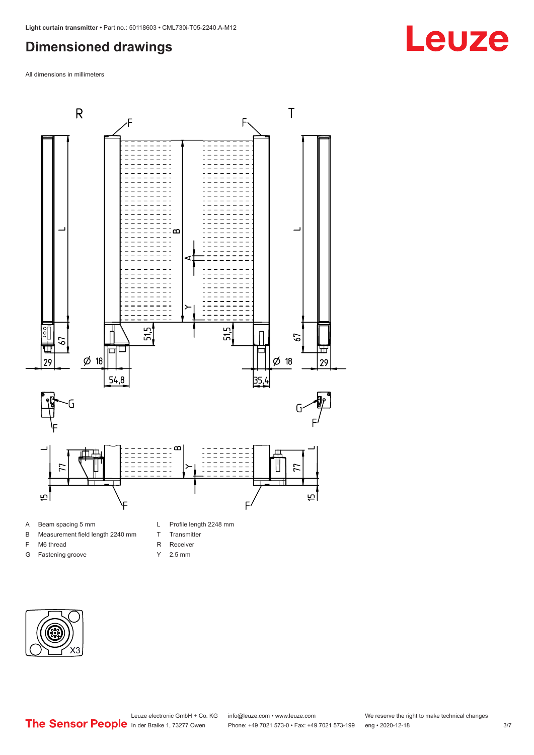## Dimensioned drawings

All dimensions in millimeters

A Beam spacing 5 mm

B Measurement field length 2240 mm

F M6 thread

G Fastening groove

L Profile length 2248 mm

T Transmitter

R Receiver

Y 2.5 mm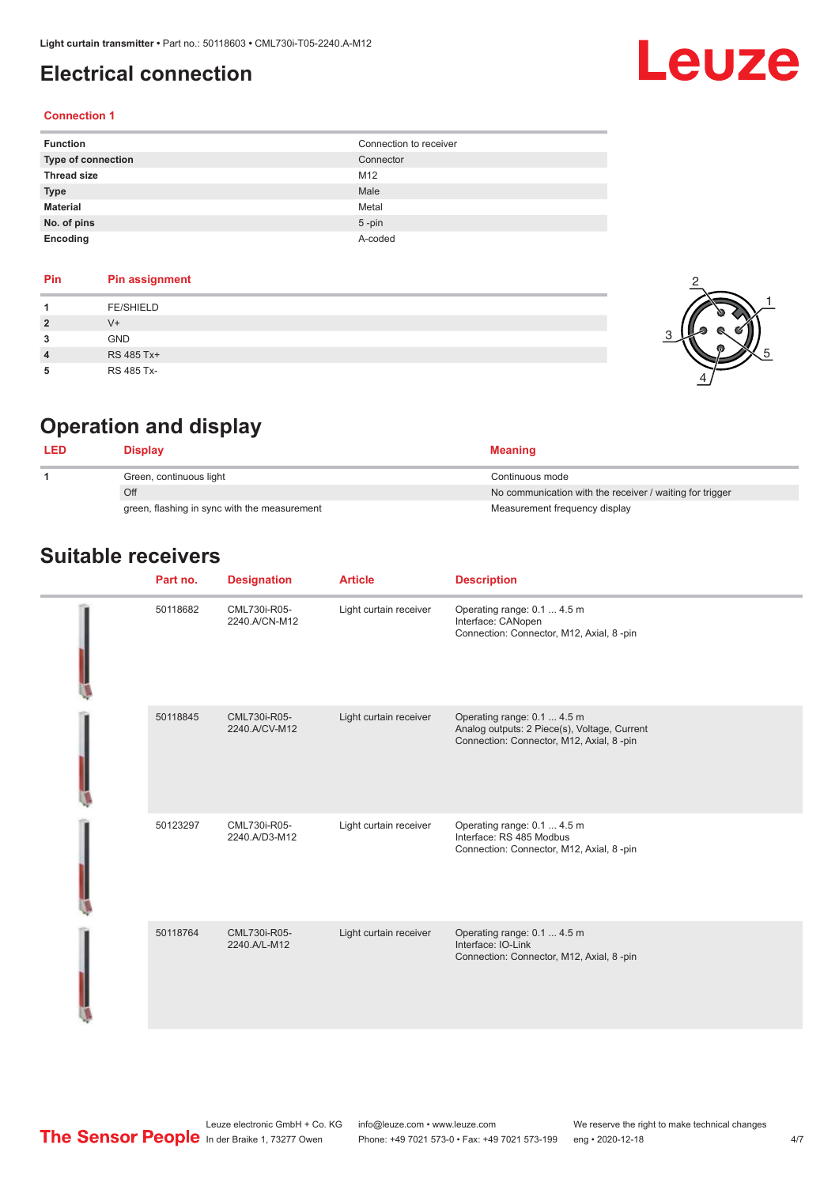# Electrical connection

## Connection 1

| | |
|---|---|
| **Function** | Connection to receiver |
| **Type of connection** | Connector |
| **Thread size** | M12 |
| **Type** | Male |
| **Material** | Metal |
| **No. of pins** | 5 -pin |
| **Encoding** | A-coded |

| Pin | Pin assignment |
|---|---|
| 1 | FE/SHIELD |
| 2 | V+ |
| 3 | GND |
| 4 | RS 485 Tx+ |
| 5 | RS 485 Tx- |

# Operation and display

| LED | Display | Meaning |
|---|---|---|
| 1 | Green, continuous light | Continuous mode |
| | Off | No communication with the receiver / waiting for trigger |
| | green, flashing in sync with the measurement | Measurement frequency display |

# Suitable receivers

| Part no. | Designation | Article | Description |
|---|---|---|---|
| 50118682 | CML730i-R05-2240.A/CN-M12 | Light curtain receiver | Operating range: 0.1 ... 4.5 m<br>Interface: CANopen<br>Connection: Connector, M12, Axial, 8 -pin |
| 50118845 | CML730i-R05-2240.A/CV-M12 | Light curtain receiver | Operating range: 0.1 ... 4.5 m<br>Analog outputs: 2 Piece(s), Voltage, Current<br>Connection: Connector, M12, Axial, 8 -pin |
| 50123297 | CML730i-R05-2240.A/D3-M12 | Light curtain receiver | Operating range: 0.1 ... 4.5 m<br>Interface: RS 485 Modbus<br>Connection: Connector, M12, Axial, 8 -pin |
| 50118764 | CML730i-R05-2240.A/L-M12 | Light curtain receiver | Operating range: 0.1 ... 4.5 m<br>Interface: IO-Link<br>Connection: Connector, M12, Axial, 8 -pin |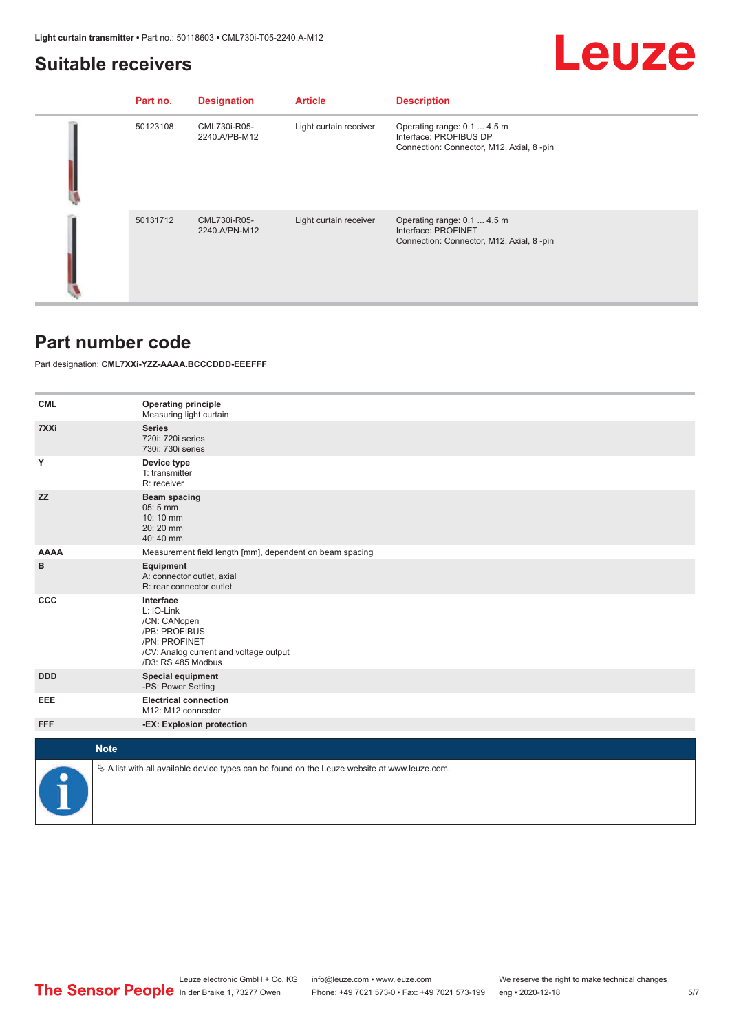## Suitable receivers

| Part no. | Designation | Article | Description |
|---|---|---|---|
| 50123108 | CML730i-R05-2240.A/PB-M12 | Light curtain receiver | Operating range: 0.1 ... 4.5 m<br>Interface: PROFIBUS DP<br>Connection: Connector, M12, Axial, 8 -pin |
| 50131712 | CML730i-R05-2240.A/PN-M12 | Light curtain receiver | Operating range: 0.1 ... 4.5 m<br>Interface: PROFINET<br>Connection: Connector, M12, Axial, 8 -pin |

## Part number code

Part designation: **CML7XXi-YZZ-AAAA.BCCCDDD-EEEFFF**

| | |
|---|---|
| **CML** | **Operating principle**<br>Measuring light curtain |
| **7XXi** | **Series**<br>720i: 720i series<br>730i: 730i series |
| **Y** | **Device type**<br>T: transmitter<br>R: receiver |
| **ZZ** | **Beam spacing**<br>05: 5 mm<br>10: 10 mm<br>20: 20 mm<br>40: 40 mm |
| **AAAA** | Measurement field length [mm], dependent on beam spacing |
| **B** | **Equipment**<br>A: connector outlet, axial<br>R: rear connector outlet |
| **CCC** | **Interface**<br>L: IO-Link<br>/CN: CANopen<br>/PB: PROFIBUS<br>/PN: PROFINET<br>/CV: Analog current and voltage output<br>/D3: RS 485 Modbus |
| **DDD** | **Special equipment**<br>-PS: Power Setting |
| **EEE** | **Electrical connection**<br>M12: M12 connector |
| **FFF** | **-EX: Explosion protection** |

**Note**

↳ A list with all available device types can be found on the Leuze website at www.leuze.com.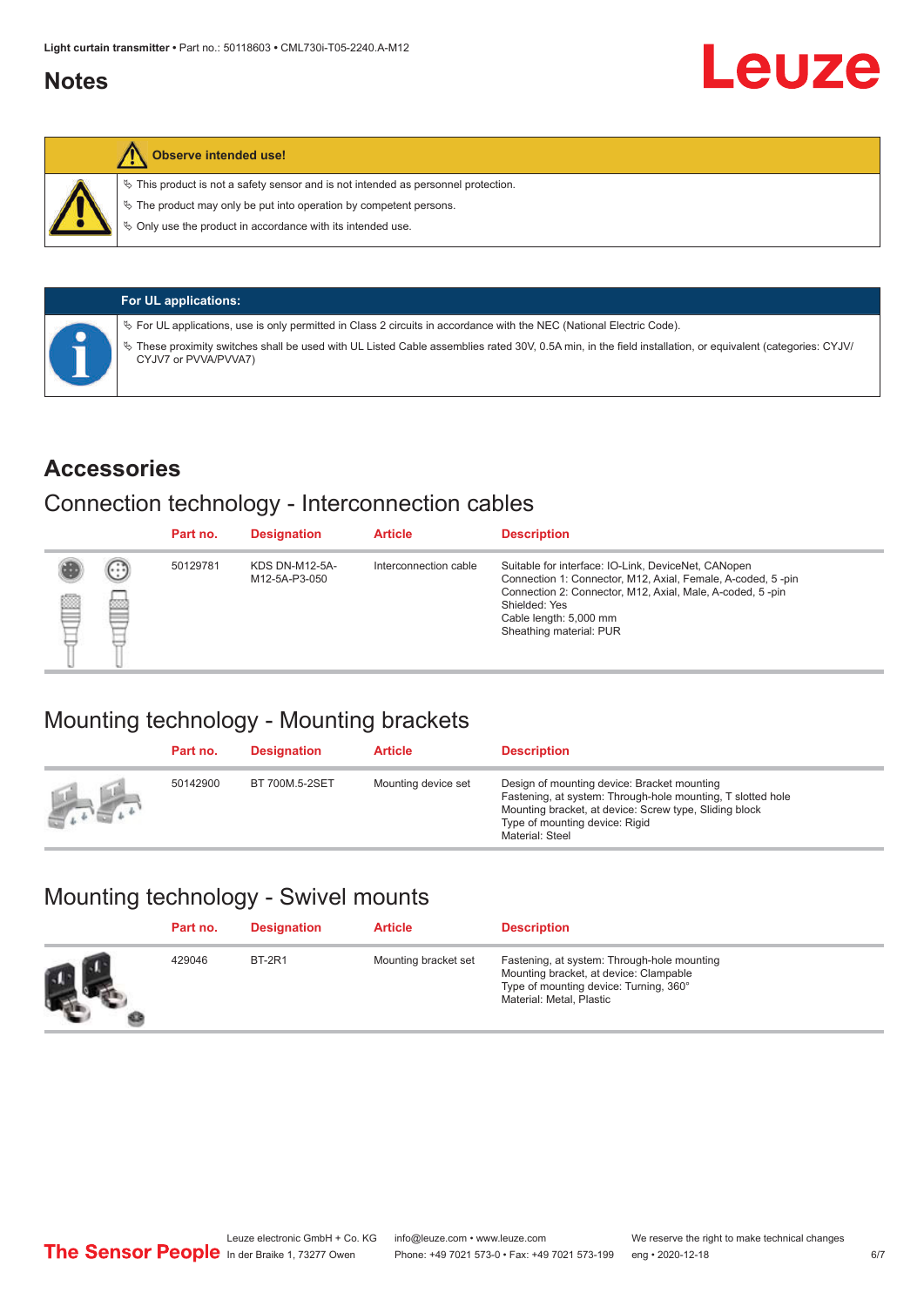## Notes

**Observe intended use!**

- This product is not a safety sensor and is not intended as personnel protection.
- The product may only be put into operation by competent persons.
- Only use the product in accordance with its intended use.

**For UL applications:**

- For UL applications, use is only permitted in Class 2 circuits in accordance with the NEC (National Electric Code).
- These proximity switches shall be used with UL Listed Cable assemblies rated 30V, 0.5A min, in the field installation, or equivalent (categories: CYJV/CYJV7 or PVVA/PVVA7)

## Accessories

### Connection technology - Interconnection cables

| Part no. | Designation | Article | Description |
|---|---|---|---|
| 50129781 | KDS DN-M12-5A-M12-5A-P3-050 | Interconnection cable | Suitable for interface: IO-Link, DeviceNet, CANopen<br>Connection 1: Connector, M12, Axial, Female, A-coded, 5 -pin<br>Connection 2: Connector, M12, Axial, Male, A-coded, 5 -pin<br>Shielded: Yes<br>Cable length: 5,000 mm<br>Sheathing material: PUR |

### Mounting technology - Mounting brackets

| Part no. | Designation | Article | Description |
|---|---|---|---|
| 50142900 | BT 700M.5-2SET | Mounting device set | Design of mounting device: Bracket mounting<br>Fastening, at system: Through-hole mounting, T slotted hole<br>Mounting bracket, at device: Screw type, Sliding block<br>Type of mounting device: Rigid<br>Material: Steel |

### Mounting technology - Swivel mounts

| Part no. | Designation | Article | Description |
|---|---|---|---|
| 429046 | BT-2R1 | Mounting bracket set | Fastening, at system: Through-hole mounting<br>Mounting bracket, at device: Clampable<br>Type of mounting device: Turning, 360°<br>Material: Metal, Plastic |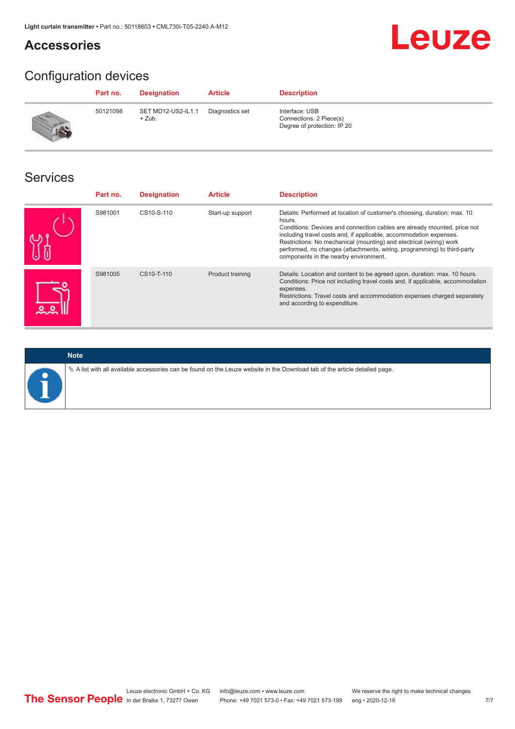## Accessories

### Configuration devices

| | Part no. | Designation | Article | Description |
| --- | --- | --- | --- | --- |
| | 50121098 | SET MD12-US2-IL1.1 + Zub. | Diagnostics set | Interface: USB<br>Connections: 2 Piece(s)<br>Degree of protection: IP 20 |

### Services

| | Part no. | Designation | Article | Description |
| --- | --- | --- | --- | --- |
| | S981001 | CS10-S-110 | Start-up support | Details: Performed at location of customer's choosing, duration: max. 10 hours.<br>Conditions: Devices and connection cables are already mounted, price not including travel costs and, if applicable, accommodation expenses.<br>Restrictions: No mechanical (mounting) and electrical (wiring) work performed, no changes (attachments, wiring, programming) to third-party components in the nearby environment. |
| | S981005 | CS10-T-110 | Product training | Details: Location and content to be agreed upon, duration: max. 10 hours.<br>Conditions: Price not including travel costs and, if applicable, accommodation expenses.<br>Restrictions: Travel costs and accommodation expenses charged separately and according to expenditure. |

**Note**

↳ A list with all available accessories can be found on the Leuze website in the Download tab of the article detailed page.